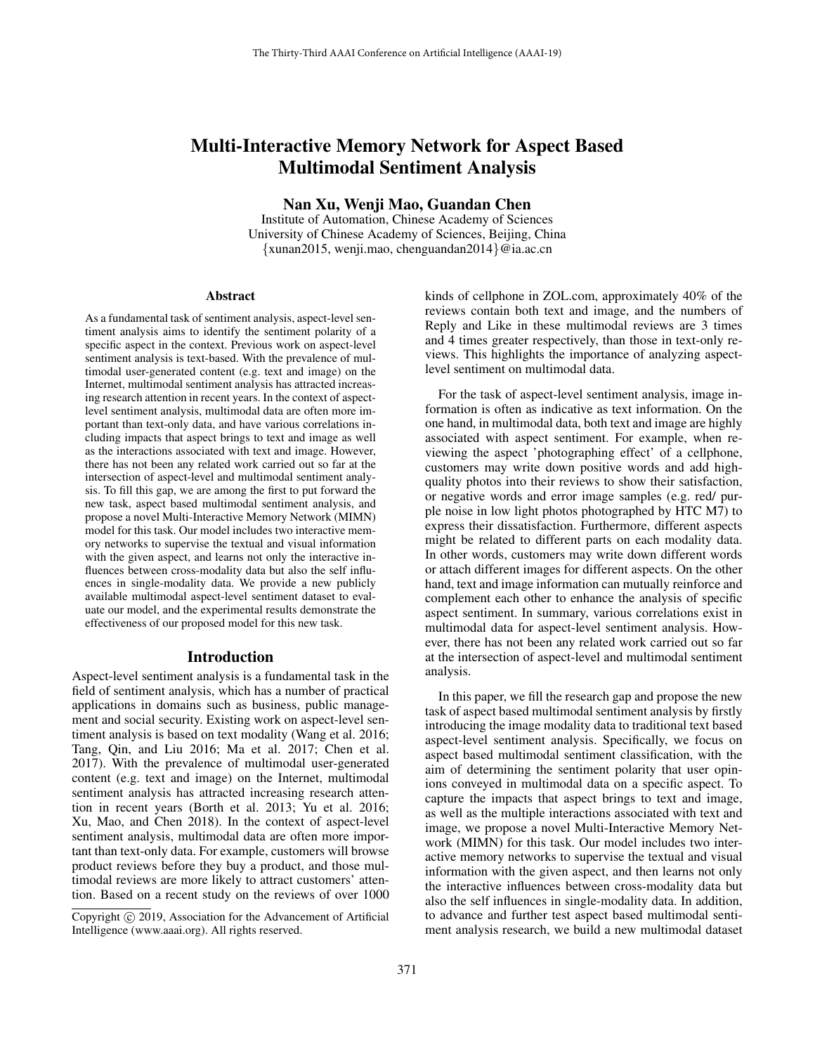# Multi-Interactive Memory Network for Aspect Based Multimodal Sentiment Analysis

**Nan Xu, Wenji Mao, Guandan Chen**

Institute of Automation, Chinese Academy of Sciences
University of Chinese Academy of Sciences, Beijing, China
{xunan2015, wenji.mao, chenguandan2014}@ia.ac.cn

## Abstract

As a fundamental task of sentiment analysis, aspect-level sentiment analysis aims to identify the sentiment polarity of a specific aspect in the context. Previous work on aspect-level sentiment analysis is text-based. With the prevalence of multimodal user-generated content (e.g. text and image) on the Internet, multimodal sentiment analysis has attracted increasing research attention in recent years. In the context of aspect-level sentiment analysis, multimodal data are often more important than text-only data, and have various correlations including impacts that aspect brings to text and image as well as the interactions associated with text and image. However, there has not been any related work carried out so far at the intersection of aspect-level and multimodal sentiment analysis. To fill this gap, we are among the first to put forward the new task, aspect based multimodal sentiment analysis, and propose a novel Multi-Interactive Memory Network (MIMN) model for this task. Our model includes two interactive memory networks to supervise the textual and visual information with the given aspect, and learns not only the interactive influences between cross-modality data but also the self influences in single-modality data. We provide a new publicly available multimodal aspect-level sentiment dataset to evaluate our model, and the experimental results demonstrate the effectiveness of our proposed model for this new task.

## Introduction

Aspect-level sentiment analysis is a fundamental task in the field of sentiment analysis, which has a number of practical applications in domains such as business, public management and social security. Existing work on aspect-level sentiment analysis is based on text modality (Wang et al. 2016; Tang, Qin, and Liu 2016; Ma et al. 2017; Chen et al. 2017). With the prevalence of multimodal user-generated content (e.g. text and image) on the Internet, multimodal sentiment analysis has attracted increasing research attention in recent years (Borth et al. 2013; Yu et al. 2016; Xu, Mao, and Chen 2018). In the context of aspect-level sentiment analysis, multimodal data are often more important than text-only data. For example, customers will browse product reviews before they buy a product, and those multimodal reviews are more likely to attract customers' attention. Based on a recent study on the reviews of over 1000 kinds of cellphone in ZOL.com, approximately 40% of the reviews contain both text and image, and the numbers of Reply and Like in these multimodal reviews are 3 times and 4 times greater respectively, than those in text-only reviews. This highlights the importance of analyzing aspect-level sentiment on multimodal data.

For the task of aspect-level sentiment analysis, image information is often as indicative as text information. On the one hand, in multimodal data, both text and image are highly associated with aspect sentiment. For example, when reviewing the aspect 'photographing effect' of a cellphone, customers may write down positive words and add high-quality photos into their reviews to show their satisfaction, or negative words and error image samples (e.g. red/ purple noise in low light photos photographed by HTC M7) to express their dissatisfaction. Furthermore, different aspects might be related to different parts on each modality data. In other words, customers may write down different words or attach different images for different aspects. On the other hand, text and image information can mutually reinforce and complement each other to enhance the analysis of specific aspect sentiment. In summary, various correlations exist in multimodal data for aspect-level sentiment analysis. However, there has not been any related work carried out so far at the intersection of aspect-level and multimodal sentiment analysis.

In this paper, we fill the research gap and propose the new task of aspect based multimodal sentiment analysis by firstly introducing the image modality data to traditional text based aspect-level sentiment analysis. Specifically, we focus on aspect based multimodal sentiment classification, with the aim of determining the sentiment polarity that user opinions conveyed in multimodal data on a specific aspect. To capture the impacts that aspect brings to text and image, as well as the multiple interactions associated with text and image, we propose a novel Multi-Interactive Memory Network (MIMN) for this task. Our model includes two interactive memory networks to supervise the textual and visual information with the given aspect, and then learns not only the interactive influences between cross-modality data but also the self influences in single-modality data. In addition, to advance and further test aspect based multimodal sentiment analysis research, we build a new multimodal dataset

Copyright © 2019, Association for the Advancement of Artificial Intelligence (www.aaai.org). All rights reserved.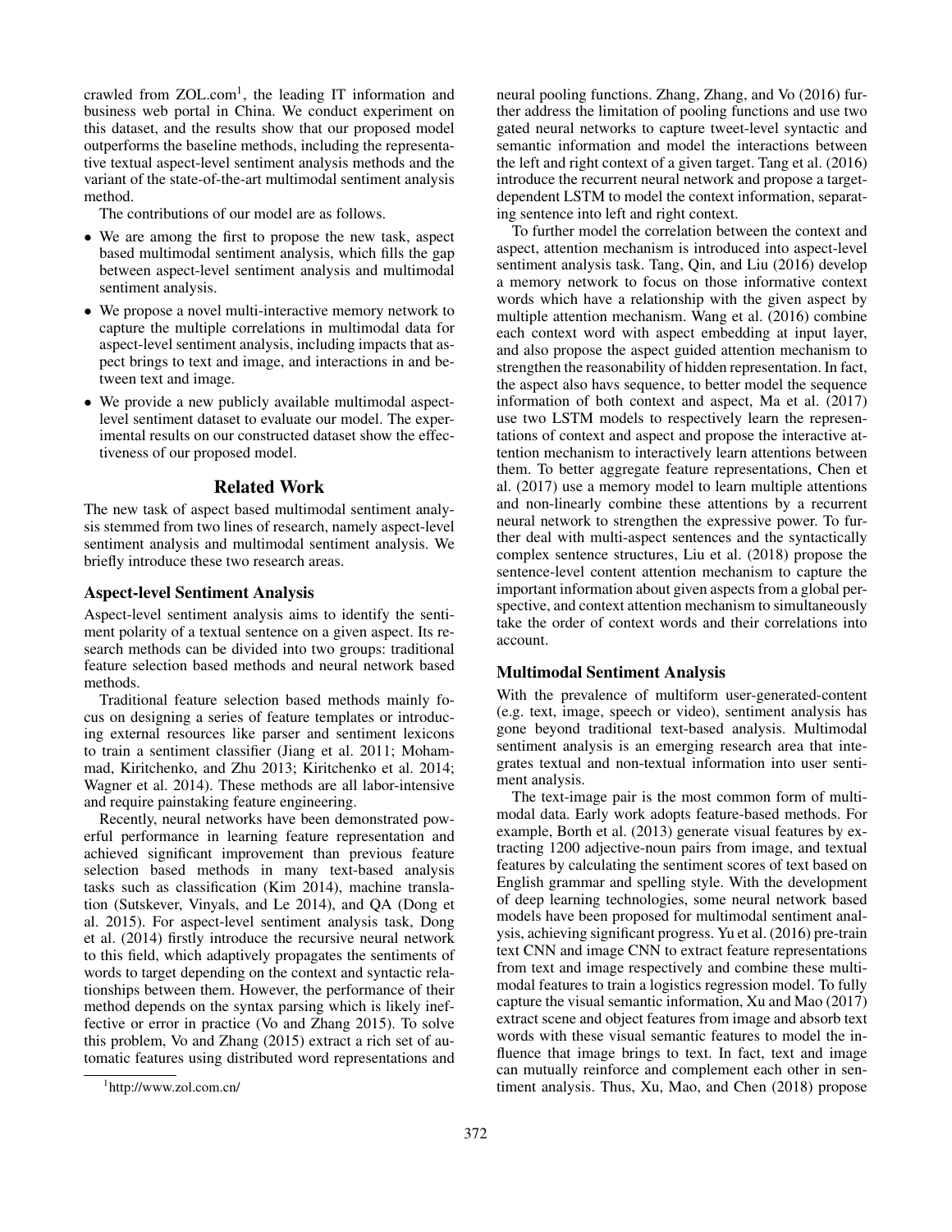crawled from ZOL.com[1], the leading IT information and business web portal in China. We conduct experiment on this dataset, and the results show that our proposed model outperforms the baseline methods, including the representative textual aspect-level sentiment analysis methods and the variant of the state-of-the-art multimodal sentiment analysis method.

The contributions of our model are as follows.

- We are among the first to propose the new task, aspect based multimodal sentiment analysis, which fills the gap between aspect-level sentiment analysis and multimodal sentiment analysis.
- We propose a novel multi-interactive memory network to capture the multiple correlations in multimodal data for aspect-level sentiment analysis, including impacts that aspect brings to text and image, and interactions in and between text and image.
- We provide a new publicly available multimodal aspect-level sentiment dataset to evaluate our model. The experimental results on our constructed dataset show the effectiveness of our proposed model.

## Related Work

The new task of aspect based multimodal sentiment analysis stemmed from two lines of research, namely aspect-level sentiment analysis and multimodal sentiment analysis. We briefly introduce these two research areas.

### Aspect-level Sentiment Analysis

Aspect-level sentiment analysis aims to identify the sentiment polarity of a textual sentence on a given aspect. Its research methods can be divided into two groups: traditional feature selection based methods and neural network based methods.

Traditional feature selection based methods mainly focus on designing a series of feature templates or introducing external resources like parser and sentiment lexicons to train a sentiment classifier (Jiang et al. 2011; Mohammad, Kiritchenko, and Zhu 2013; Kiritchenko et al. 2014; Wagner et al. 2014). These methods are all labor-intensive and require painstaking feature engineering.

Recently, neural networks have been demonstrated powerful performance in learning feature representation and achieved significant improvement than previous feature selection based methods in many text-based analysis tasks such as classification (Kim 2014), machine translation (Sutskever, Vinyals, and Le 2014), and QA (Dong et al. 2015). For aspect-level sentiment analysis task, Dong et al. (2014) firstly introduce the recursive neural network to this field, which adaptively propagates the sentiments of words to target depending on the context and syntactic relationships between them. However, the performance of their method depends on the syntax parsing which is likely ineffective or error in practice (Vo and Zhang 2015). To solve this problem, Vo and Zhang (2015) extract a rich set of automatic features using distributed word representations and neural pooling functions. Zhang, Zhang, and Vo (2016) further address the limitation of pooling functions and use two gated neural networks to capture tweet-level syntactic and semantic information and model the interactions between the left and right context of a given target. Tang et al. (2016) introduce the recurrent neural network and propose a target-dependent LSTM to model the context information, separating sentence into left and right context.

To further model the correlation between the context and aspect, attention mechanism is introduced into aspect-level sentiment analysis task. Tang, Qin, and Liu (2016) develop a memory network to focus on those informative context words which have a relationship with the given aspect by multiple attention mechanism. Wang et al. (2016) combine each context word with aspect embedding at input layer, and also propose the aspect guided attention mechanism to strengthen the reasonability of hidden representation. In fact, the aspect also havs sequence, to better model the sequence information of both context and aspect, Ma et al. (2017) use two LSTM models to respectively learn the representations of context and aspect and propose the interactive attention mechanism to interactively learn attentions between them. To better aggregate feature representations, Chen et al. (2017) use a memory model to learn multiple attentions and non-linearly combine these attentions by a recurrent neural network to strengthen the expressive power. To further deal with multi-aspect sentences and the syntactically complex sentence structures, Liu et al. (2018) propose the sentence-level content attention mechanism to capture the important information about given aspects from a global perspective, and context attention mechanism to simultaneously take the order of context words and their correlations into account.

### Multimodal Sentiment Analysis

With the prevalence of multiform user-generated-content (e.g. text, image, speech or video), sentiment analysis has gone beyond traditional text-based analysis. Multimodal sentiment analysis is an emerging research area that integrates textual and non-textual information into user sentiment analysis.

The text-image pair is the most common form of multimodal data. Early work adopts feature-based methods. For example, Borth et al. (2013) generate visual features by extracting 1200 adjective-noun pairs from image, and textual features by calculating the sentiment scores of text based on English grammar and spelling style. With the development of deep learning technologies, some neural network based models have been proposed for multimodal sentiment analysis, achieving significant progress. Yu et al. (2016) pre-train text CNN and image CNN to extract feature representations from text and image respectively and combine these multimodal features to train a logistics regression model. To fully capture the visual semantic information, Xu and Mao (2017) extract scene and object features from image and absorb text words with these visual semantic features to model the influence that image brings to text. In fact, text and image can mutually reinforce and complement each other in sentiment analysis. Thus, Xu, Mao, and Chen (2018) propose

[1]http://www.zol.com.cn/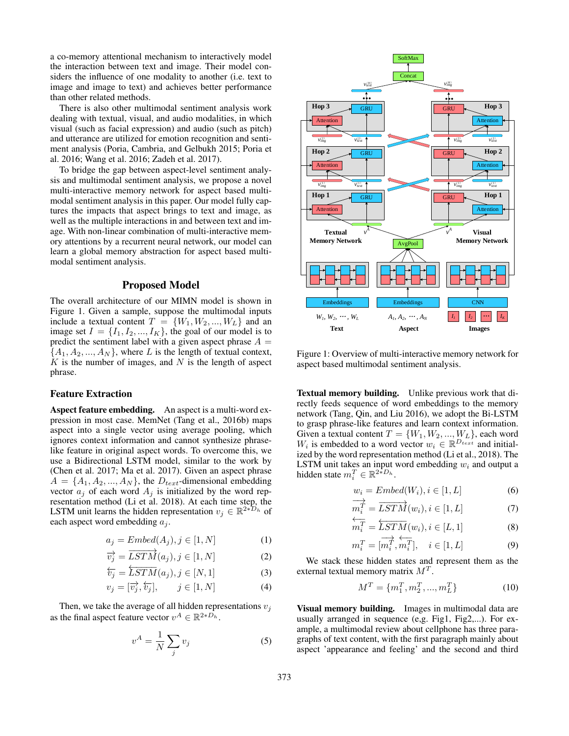a co-memory attentional mechanism to interactively model the interaction between text and image. Their model considers the influence of one modality to another (i.e. text to image and image to text) and achieves better performance than other related methods.

There is also other multimodal sentiment analysis work dealing with textual, visual, and audio modalities, in which visual (such as facial expression) and audio (such as pitch) and utterance are utilized for emotion recognition and sentiment analysis (Poria, Cambria, and Gelbukh 2015; Poria et al. 2016; Wang et al. 2016; Zadeh et al. 2017).

To bridge the gap between aspect-level sentiment analysis and multimodal sentiment analysis, we propose a novel multi-interactive memory network for aspect based multimodal sentiment analysis in this paper. Our model fully captures the impacts that aspect brings to text and image, as well as the multiple interactions in and between text and image. With non-linear combination of multi-interactive memory attentions by a recurrent neural network, our model can learn a global memory abstraction for aspect based multimodal sentiment analysis.

## Proposed Model

The overall architecture of our MIMN model is shown in Figure 1. Given a sample, suppose the multimodal inputs include a textual content $T = \{W_1, W_2, ..., W_L\}$ and an image set $I = \{I_1, I_2, ..., I_K\}$, the goal of our model is to predict the sentiment label with a given aspect phrase $A = \{A_1, A_2, ..., A_N\}$, where $L$ is the length of textual context, $K$ is the number of images, and $N$ is the length of aspect phrase.

### Feature Extraction

**Aspect feature embedding.** An aspect is a multi-word expression in most case. MemNet (Tang et al., 2016b) maps aspect into a single vector using average pooling, which ignores context information and cannot synthesize phrase-like feature in original aspect words. To overcome this, we use a Bidirectional LSTM model, similar to the work by (Chen et al. 2017; Ma et al. 2017). Given an aspect phrase $A = \{A_1, A_2, ..., A_N\}$, the $D_{text}$-dimensional embedding vector $a_j$ of each word $A_j$ is initialized by the word representation method (Li et al. 2018). At each time step, the LSTM unit learns the hidden representation $v_j \in \mathbb{R}^{2*D_h}$ of each aspect word embedding $a_j$.

$$a_j = Embed(A_j), j \in [1, N] \tag{1}$$

$$\overrightarrow{v_j} = \overrightarrow{LSTM}(a_j), j \in [1, N] \tag{2}$$

$$\overleftarrow{v_j} = \overleftarrow{LSTM}(a_j), j \in [N, 1] \tag{3}$$

$$v_j = [\overrightarrow{v_j}, \overleftarrow{v_j}], \qquad j \in [1, N] \tag{4}$$

Then, we take the average of all hidden representations $v_j$ as the final aspect feature vector $v^A \in \mathbb{R}^{2*D_h}$.

$$v^A = \frac{1}{N} \sum_j v_j \tag{5}$$

Figure 1: Overview of multi-interactive memory network for aspect based multimodal sentiment analysis.

**Textual memory building.** Unlike previous work that directly feeds sequence of word embeddings to the memory network (Tang, Qin, and Liu 2016), we adopt the Bi-LSTM to grasp phrase-like features and learn context information. Given a textual content $T = \{W_1, W_2, ..., W_L\}$, each word $W_i$ is embedded to a word vector $w_i \in \mathbb{R}^{D_{text}}$ and initialized by the word representation method (Li et al., 2018). The LSTM unit takes an input word embedding $w_i$ and output a hidden state $m_i^T \in \mathbb{R}^{2*D_h}$.

$$w_i = Embed(W_i), i \in [1, L] \tag{6}$$

$$\overrightarrow{m_i^T} = \overrightarrow{LSTM}(w_i), i \in [1, L] \tag{7}$$

$$\overleftarrow{m_i^T} = \overleftarrow{LSTM}(w_i), i \in [L, 1] \tag{8}$$

$$m_i^T = [\overrightarrow{m_i^T}, \overleftarrow{m_i^T}], \quad i \in [1, L] \tag{9}$$

We stack these hidden states and represent them as the external textual memory matrix $M^T$.

$$M^T = \{m_1^T, m_2^T, ..., m_L^T\} \tag{10}$$

**Visual memory building.** Images in multimodal data are usually arranged in sequence (e.g. Fig1, Fig2,...). For example, a multimodal review about cellphone has three paragraphs of text content, with the first paragraph mainly about aspect 'appearance and feeling' and the second and third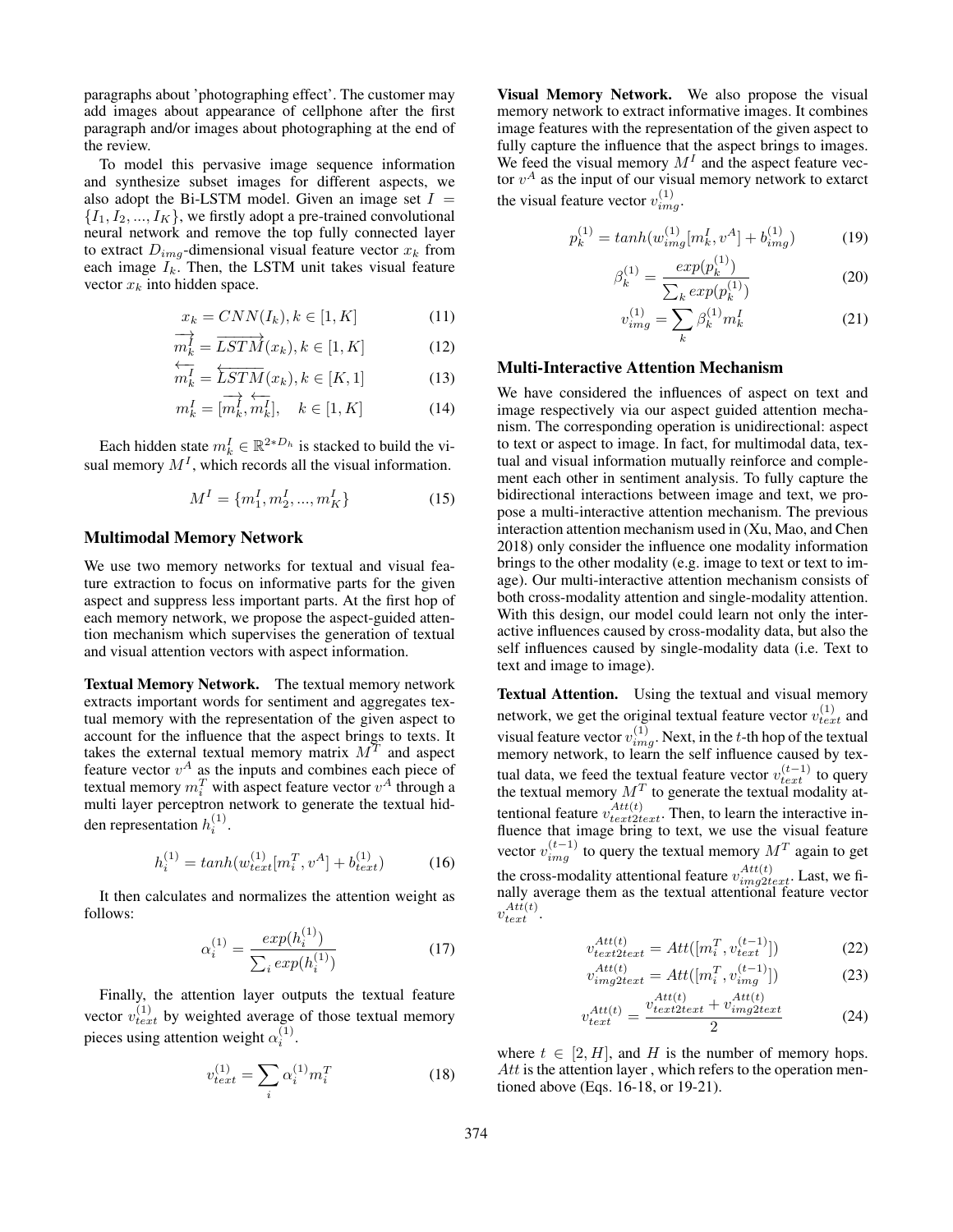paragraphs about 'photographing effect'. The customer may add images about appearance of cellphone after the first paragraph and/or images about photographing at the end of the review.

To model this pervasive image sequence information and synthesize subset images for different aspects, we also adopt the Bi-LSTM model. Given an image set $I = \{I_1, I_2, ..., I_K\}$, we firstly adopt a pre-trained convolutional neural network and remove the top fully connected layer to extract $D_{img}$-dimensional visual feature vector $x_k$ from each image $I_k$. Then, the LSTM unit takes visual feature vector $x_k$ into hidden space.

$$x_k = CNN(I_k), k \in [1, K] \tag{11}$$

$$\overrightarrow{m_k^I} = \overrightarrow{LSTM}(x_k), k \in [1, K] \tag{12}$$

$$\overleftarrow{m_k^I} = \overleftarrow{LSTM}(x_k), k \in [K, 1] \tag{13}$$

$$m_k^I = [\overrightarrow{m_k^I}, \overleftarrow{m_k^I}], \quad k \in [1, K] \tag{14}$$

Each hidden state $m_k^I \in \mathbb{R}^{2*D_h}$ is stacked to build the visual memory $M^I$, which records all the visual information.

$$M^I = \{m_1^I, m_2^I, ..., m_K^I\} \tag{15}$$

## Multimodal Memory Network

We use two memory networks for textual and visual feature extraction to focus on informative parts for the given aspect and suppress less important parts. At the first hop of each memory network, we propose the aspect-guided attention mechanism which supervises the generation of textual and visual attention vectors with aspect information.

**Textual Memory Network.** The textual memory network extracts important words for sentiment and aggregates textual memory with the representation of the given aspect to account for the influence that the aspect brings to texts. It takes the external textual memory matrix $M^T$ and aspect feature vector $v^A$ as the inputs and combines each piece of textual memory $m_i^T$ with aspect feature vector $v^A$ through a multi layer perceptron network to generate the textual hidden representation $h_i^{(1)}$.

$$h_i^{(1)} = tanh(w_{text}^{(1)}[m_i^T, v^A] + b_{text}^{(1)}) \tag{16}$$

It then calculates and normalizes the attention weight as follows:

$$\alpha_i^{(1)} = \frac{exp(h_i^{(1)})}{\sum_i exp(h_i^{(1)})} \tag{17}$$

Finally, the attention layer outputs the textual feature vector $v_{text}^{(1)}$ by weighted average of those textual memory pieces using attention weight $\alpha_i^{(1)}$.

$$v_{text}^{(1)} = \sum_i \alpha_i^{(1)} m_i^T \tag{18}$$

**Visual Memory Network.** We also propose the visual memory network to extract informative images. It combines image features with the representation of the given aspect to fully capture the influence that the aspect brings to images. We feed the visual memory $M^I$ and the aspect feature vector $v^A$ as the input of our visual memory network to extarct the visual feature vector $v_{img}^{(1)}$.

$$p_k^{(1)} = tanh(w_{img}^{(1)}[m_k^I, v^A] + b_{img}^{(1)}) \tag{19}$$

$$\beta_k^{(1)} = \frac{exp(p_k^{(1)})}{\sum_k exp(p_k^{(1)})} \tag{20}$$

$$v_{img}^{(1)} = \sum_k \beta_k^{(1)} m_k^I \tag{21}$$

## Multi-Interactive Attention Mechanism

We have considered the influences of aspect on text and image respectively via our aspect guided attention mechanism. The corresponding operation is unidirectional: aspect to text or aspect to image. In fact, for multimodal data, textual and visual information mutually reinforce and complement each other in sentiment analysis. To fully capture the bidirectional interactions between image and text, we propose a multi-interactive attention mechanism. The previous interaction attention mechanism used in (Xu, Mao, and Chen 2018) only consider the influence one modality information brings to the other modality (e.g. image to text or text to image). Our multi-interactive attention mechanism consists of both cross-modality attention and single-modality attention. With this design, our model could learn not only the interactive influences caused by cross-modality data, but also the self influences caused by single-modality data (i.e. Text to text and image to image).

**Textual Attention.** Using the textual and visual memory network, we get the original textual feature vector $v_{text}^{(1)}$ and visual feature vector $v_{img}^{(1)}$. Next, in the $t$-th hop of the textual memory network, to learn the self influence caused by textual data, we feed the textual feature vector $v_{text}^{(t-1)}$ to query the textual memory $M^T$ to generate the textual modality attentional feature $v_{text2text}^{Att(t)}$. Then, to learn the interactive influence that image bring to text, we use the visual feature vector $v_{img}^{(t-1)}$ to query the textual memory $M^T$ again to get the cross-modality attentional feature $v_{img2text}^{Att(t)}$. Last, we finally average them as the textual attentional feature vector $v_{text}^{Att(t)}$.

$$v_{text2text}^{Att(t)} = Att([m_i^T, v_{text}^{(t-1)}]) \tag{22}$$

$$v_{img2text}^{Att(t)} = Att([m_i^T, v_{img}^{(t-1)}]) \tag{23}$$

$$v_{text}^{Att(t)} = \frac{v_{text2text}^{Att(t)} + v_{img2text}^{Att(t)}}{2} \tag{24}$$

where $t \in [2, H]$, and $H$ is the number of memory hops. $Att$ is the attention layer , which refers to the operation mentioned above (Eqs. 16-18, or 19-21).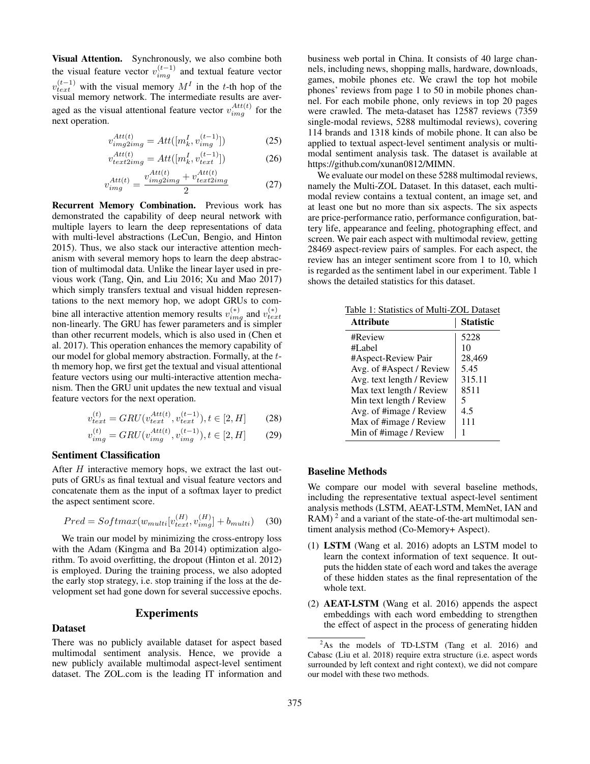**Visual Attention.** Synchronously, we also combine both the visual feature vector $v_{img}^{(t-1)}$ and textual feature vector $v_{text}^{(t-1)}$ with the visual memory $M^I$ in the $t$-th hop of the visual memory network. The intermediate results are averaged as the visual attentional feature vector $v_{img}^{Att(t)}$ for the next operation.

$$v_{img2img}^{Att(t)} = Att([m_k^I, v_{img}^{(t-1)}]) \tag{25}$$

$$v_{text2img}^{Att(t)} = Att([m_k^I, v_{text}^{(t-1)}]) \tag{26}$$

$$v_{img}^{Att(t)} = \frac{v_{img2img}^{Att(t)} + v_{text2img}^{Att(t)}}{2} \tag{27}$$

**Recurrent Memory Combination.** Previous work has demonstrated the capability of deep neural network with multiple layers to learn the deep representations of data with multi-level abstractions (LeCun, Bengio, and Hinton 2015). Thus, we also stack our interactive attention mechanism with several memory hops to learn the deep abstraction of multimodal data. Unlike the linear layer used in previous work (Tang, Qin, and Liu 2016; Xu and Mao 2017) which simply transfers textual and visual hidden representations to the next memory hop, we adopt GRUs to combine all interactive attention memory results $v_{img}^{(*)}$ and $v_{text}^{(*)}$ non-linearly. The GRU has fewer parameters and is simpler than other recurrent models, which is also used in (Chen et al. 2017). This operation enhances the memory capability of our model for global memory abstraction. Formally, at the $t$-th memory hop, we first get the textual and visual attentional feature vectors using our multi-interactive attention mechanism. Then the GRU unit updates the new textual and visual feature vectors for the next operation.

$$v_{text}^{(t)} = GRU(v_{text}^{Att(t)}, v_{text}^{(t-1)}), t \in [2, H] \tag{28}$$

$$v_{img}^{(t)} = GRU(v_{img}^{Att(t)}, v_{img}^{(t-1)}), t \in [2, H] \tag{29}$$

### Sentiment Classification

After $H$ interactive memory hops, we extract the last outputs of GRUs as final textual and visual feature vectors and concatenate them as the input of a softmax layer to predict the aspect sentiment score.

$$Pred = Softmax(w_{multi}[v_{text}^{(H)}, v_{img}^{(H)}] + b_{multi}) \tag{30}$$

We train our model by minimizing the cross-entropy loss with the Adam (Kingma and Ba 2014) optimization algorithm. To avoid overfitting, the dropout (Hinton et al. 2012) is employed. During the training process, we also adopted the early stop strategy, i.e. stop training if the loss at the development set had gone down for several successive epochs.

## Experiments

### Dataset

There was no publicly available dataset for aspect based multimodal sentiment analysis. Hence, we provide a new publicly available multimodal aspect-level sentiment dataset. The ZOL.com is the leading IT information and business web portal in China. It consists of 40 large channels, including news, shopping malls, hardware, downloads, games, mobile phones etc. We crawl the top hot mobile phones' reviews from page 1 to 50 in mobile phones channel. For each mobile phone, only reviews in top 20 pages were crawled. The meta-dataset has 12587 reviews (7359 single-modal reviews, 5288 multimodal reviews), covering 114 brands and 1318 kinds of mobile phone. It can also be applied to textual aspect-level sentiment analysis or multimodal sentiment analysis task. The dataset is available at https://github.com/xunan0812/MIMN.

We evaluate our model on these 5288 multimodal reviews, namely the Multi-ZOL Dataset. In this dataset, each multimodal review contains a textual content, an image set, and at least one but no more than six aspects. The six aspects are price-performance ratio, performance configuration, battery life, appearance and feeling, photographing effect, and screen. We pair each aspect with multimodal review, getting 28469 aspect-review pairs of samples. For each aspect, the review has an integer sentiment score from 1 to 10, which is regarded as the sentiment label in our experiment. Table 1 shows the detailed statistics for this dataset.

Table 1: Statistics of Multi-ZOL Dataset

| Attribute | Statistic |
|---|---|
| #Review | 5228 |
| #Label | 10 |
| #Aspect-Review Pair | 28,469 |
| Avg. of #Aspect / Review | 5.45 |
| Avg. text length / Review | 315.11 |
| Max text length / Review | 8511 |
| Min text length / Review | 5 |
| Avg. of #image / Review | 4.5 |
| Max of #image / Review | 111 |
| Min of #image / Review | 1 |

### Baseline Methods

We compare our model with several baseline methods, including the representative textual aspect-level sentiment analysis methods (LSTM, AEAT-LSTM, MemNet, IAN and RAM) [2] and a variant of the state-of-the-art multimodal sentiment analysis method (Co-Memory+ Aspect).

(1) **LSTM** (Wang et al. 2016) adopts an LSTM model to learn the context information of text sequence. It outputs the hidden state of each word and takes the average of these hidden states as the final representation of the whole text.

(2) **AEAT-LSTM** (Wang et al. 2016) appends the aspect embeddings with each word embedding to strengthen the effect of aspect in the process of generating hidden

[2] As the models of TD-LSTM (Tang et al. 2016) and Cabasc (Liu et al. 2018) require extra structure (i.e. aspect words surrounded by left context and right context), we did not compare our model with these two methods.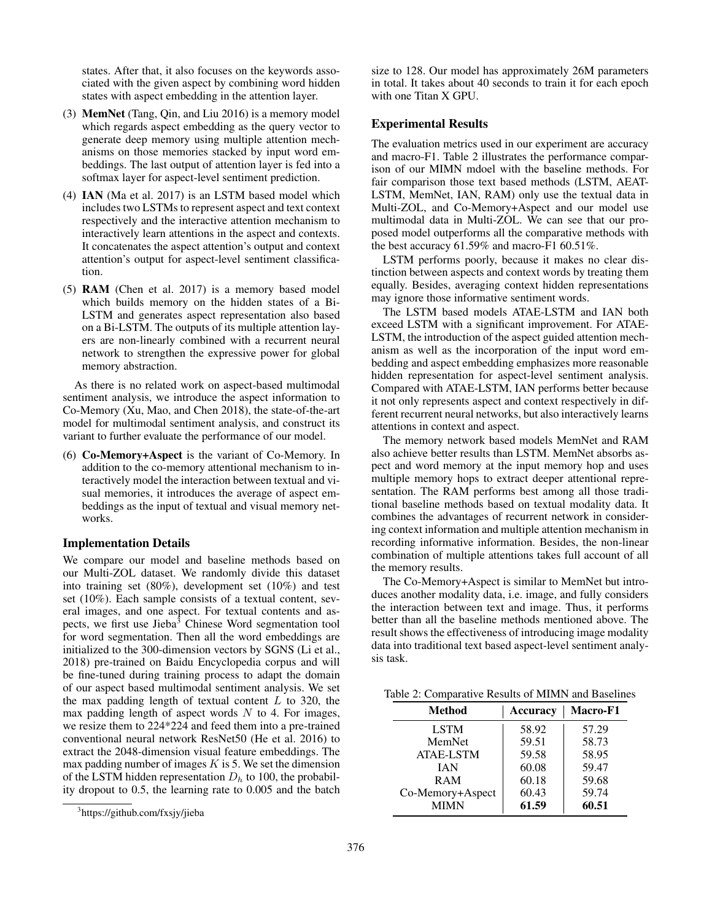states. After that, it also focuses on the keywords associated with the given aspect by combining word hidden states with aspect embedding in the attention layer.

(3) **MemNet** (Tang, Qin, and Liu 2016) is a memory model which regards aspect embedding as the query vector to generate deep memory using multiple attention mechanisms on those memories stacked by input word embeddings. The last output of attention layer is fed into a softmax layer for aspect-level sentiment prediction.

(4) **IAN** (Ma et al. 2017) is an LSTM based model which includes two LSTMs to represent aspect and text context respectively and the interactive attention mechanism to interactively learn attentions in the aspect and contexts. It concatenates the aspect attention's output and context attention's output for aspect-level sentiment classification.

(5) **RAM** (Chen et al. 2017) is a memory based model which builds memory on the hidden states of a Bi-LSTM and generates aspect representation also based on a Bi-LSTM. The outputs of its multiple attention layers are non-linearly combined with a recurrent neural network to strengthen the expressive power for global memory abstraction.

As there is no related work on aspect-based multimodal sentiment analysis, we introduce the aspect information to Co-Memory (Xu, Mao, and Chen 2018), the state-of-the-art model for multimodal sentiment analysis, and construct its variant to further evaluate the performance of our model.

(6) **Co-Memory+Aspect** is the variant of Co-Memory. In addition to the co-memory attentional mechanism to interactively model the interaction between textual and visual memories, it introduces the average of aspect embeddings as the input of textual and visual memory networks.

### Implementation Details

We compare our model and baseline methods based on our Multi-ZOL dataset. We randomly divide this dataset into training set (80%), development set (10%) and test set (10%). Each sample consists of a textual content, several images, and one aspect. For textual contents and aspects, we first use Jieba[3] Chinese Word segmentation tool for word segmentation. Then all the word embeddings are initialized to the 300-dimension vectors by SGNS (Li et al., 2018) pre-trained on Baidu Encyclopedia corpus and will be fine-tuned during training process to adapt the domain of our aspect based multimodal sentiment analysis. We set the max padding length of textual content $L$ to 320, the max padding length of aspect words $N$ to 4. For images, we resize them to 224*224 and feed them into a pre-trained conventional neural network ResNet50 (He et al. 2016) to extract the 2048-dimension visual feature embeddings. The max padding number of images $K$ is 5. We set the dimension of the LSTM hidden representation $D_h$ to 100, the probability dropout to 0.5, the learning rate to 0.005 and the batch size to 128. Our model has approximately 26M parameters in total. It takes about 40 seconds to train it for each epoch with one Titan X GPU.

[3]https://github.com/fxsjy/jieba

### Experimental Results

The evaluation metrics used in our experiment are accuracy and macro-F1. Table 2 illustrates the performance comparison of our MIMN mdoel with the baseline methods. For fair comparison those text based methods (LSTM, AEAT-LSTM, MemNet, IAN, RAM) only use the textual data in Multi-ZOL, and Co-Memory+Aspect and our model use multimodal data in Multi-ZOL. We can see that our proposed model outperforms all the comparative methods with the best accuracy 61.59% and macro-F1 60.51%.

LSTM performs poorly, because it makes no clear distinction between aspects and context words by treating them equally. Besides, averaging context hidden representations may ignore those informative sentiment words.

The LSTM based models ATAE-LSTM and IAN both exceed LSTM with a significant improvement. For ATAE-LSTM, the introduction of the aspect guided attention mechanism as well as the incorporation of the input word embedding and aspect embedding emphasizes more reasonable hidden representation for aspect-level sentiment analysis. Compared with ATAE-LSTM, IAN performs better because it not only represents aspect and context respectively in different recurrent neural networks, but also interactively learns attentions in context and aspect.

The memory network based models MemNet and RAM also achieve better results than LSTM. MemNet absorbs aspect and word memory at the input memory hop and uses multiple memory hops to extract deeper attentional representation. The RAM performs best among all those traditional baseline methods based on textual modality data. It combines the advantages of recurrent network in considering context information and multiple attention mechanism in recording informative information. Besides, the non-linear combination of multiple attentions takes full account of all the memory results.

The Co-Memory+Aspect is similar to MemNet but introduces another modality data, i.e. image, and fully considers the interaction between text and image. Thus, it performs better than all the baseline methods mentioned above. The result shows the effectiveness of introducing image modality data into traditional text based aspect-level sentiment analysis task.

Table 2: Comparative Results of MIMN and Baselines

| Method | Accuracy | Macro-F1 |
|---|---|---|
| LSTM | 58.92 | 57.29 |
| MemNet | 59.51 | 58.73 |
| ATAE-LSTM | 59.58 | 58.95 |
| IAN | 60.08 | 59.47 |
| RAM | 60.18 | 59.68 |
| Co-Memory+Aspect | 60.43 | 59.74 |
| MIMN | **61.59** | **60.51** |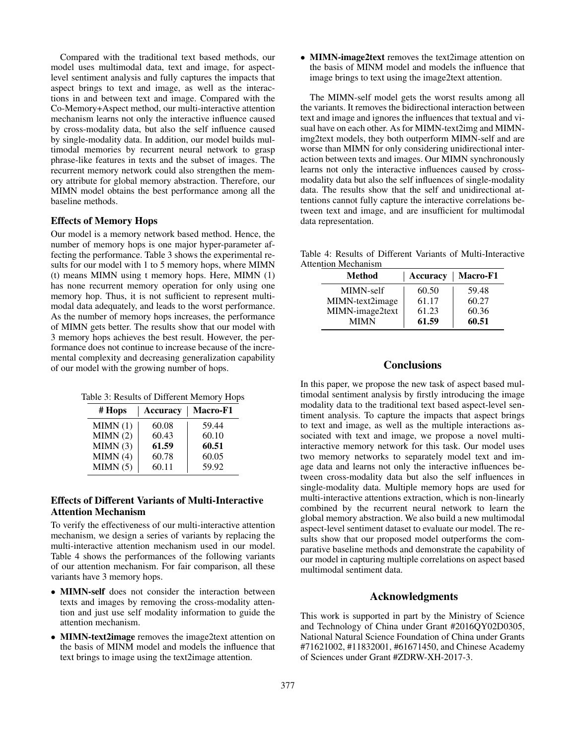Compared with the traditional text based methods, our model uses multimodal data, text and image, for aspect-level sentiment analysis and fully captures the impacts that aspect brings to text and image, as well as the interactions in and between text and image. Compared with the Co-Memory+Aspect method, our multi-interactive attention mechanism learns not only the interactive influence caused by cross-modality data, but also the self influence caused by single-modality data. In addition, our model builds multimodal memories by recurrent neural network to grasp phrase-like features in texts and the subset of images. The recurrent memory network could also strengthen the memory attribute for global memory abstraction. Therefore, our MIMN model obtains the best performance among all the baseline methods.

### Effects of Memory Hops

Our model is a memory network based method. Hence, the number of memory hops is one major hyper-parameter affecting the performance. Table 3 shows the experimental results for our model with 1 to 5 memory hops, where MIMN (t) means MIMN using t memory hops. Here, MIMN (1) has none recurrent memory operation for only using one memory hop. Thus, it is not sufficient to represent multimodal data adequately, and leads to the worst performance. As the number of memory hops increases, the performance of MIMN gets better. The results show that our model with 3 memory hops achieves the best result. However, the performance does not continue to increase because of the incremental complexity and decreasing generalization capability of our model with the growing number of hops.

Table 3: Results of Different Memory Hops

| # Hops | Accuracy | Macro-F1 |
|---|---|---|
| MIMN (1) | 60.08 | 59.44 |
| MIMN (2) | 60.43 | 60.10 |
| MIMN (3) | **61.59** | **60.51** |
| MIMN (4) | 60.78 | 60.05 |
| MIMN (5) | 60.11 | 59.92 |

### Effects of Different Variants of Multi-Interactive Attention Mechanism

To verify the effectiveness of our multi-interactive attention mechanism, we design a series of variants by replacing the multi-interactive attention mechanism used in our model. Table 4 shows the performances of the following variants of our attention mechanism. For fair comparison, all these variants have 3 memory hops.

- **MIMN-self** does not consider the interaction between texts and images by removing the cross-modality attention and just use self modality information to guide the attention mechanism.
- **MIMN-text2image** removes the image2text attention on the basis of MINM model and models the influence that text brings to image using the text2image attention.
- **MIMN-image2text** removes the text2image attention on the basis of MINM model and models the influence that image brings to text using the image2text attention.

The MIMN-self model gets the worst results among all the variants. It removes the bidirectional interaction between text and image and ignores the influences that textual and visual have on each other. As for MIMN-text2img and MIMN-img2text models, they both outperform MIMN-self and are worse than MIMN for only considering unidirectional interaction between texts and images. Our MIMN synchronously learns not only the interactive influences caused by cross-modality data but also the self influences of single-modality data. The results show that the self and unidirectional attentions cannot fully capture the interactive correlations between text and image, and are insufficient for multimodal data representation.

Table 4: Results of Different Variants of Multi-Interactive Attention Mechanism

| Method | Accuracy | Macro-F1 |
|---|---|---|
| MIMN-self | 60.50 | 59.48 |
| MIMN-text2image | 61.17 | 60.27 |
| MIMN-image2text | 61.23 | 60.36 |
| MIMN | **61.59** | **60.51** |

## Conclusions

In this paper, we propose the new task of aspect based multimodal sentiment analysis by firstly introducing the image modality data to the traditional text based aspect-level sentiment analysis. To capture the impacts that aspect brings to text and image, as well as the multiple interactions associated with text and image, we propose a novel multi-interactive memory network for this task. Our model uses two memory networks to separately model text and image data and learns not only the interactive influences between cross-modality data but also the self influences in single-modality data. Multiple memory hops are used for multi-interactive attentions extraction, which is non-linearly combined by the recurrent neural network to learn the global memory abstraction. We also build a new multimodal aspect-level sentiment dataset to evaluate our model. The results show that our proposed model outperforms the comparative baseline methods and demonstrate the capability of our model in capturing multiple correlations on aspect based multimodal sentiment data.

## Acknowledgments

This work is supported in part by the Ministry of Science and Technology of China under Grant #2016QY02D0305, National Natural Science Foundation of China under Grants #71621002, #11832001, #61671450, and Chinese Academy of Sciences under Grant #ZDRW-XH-2017-3.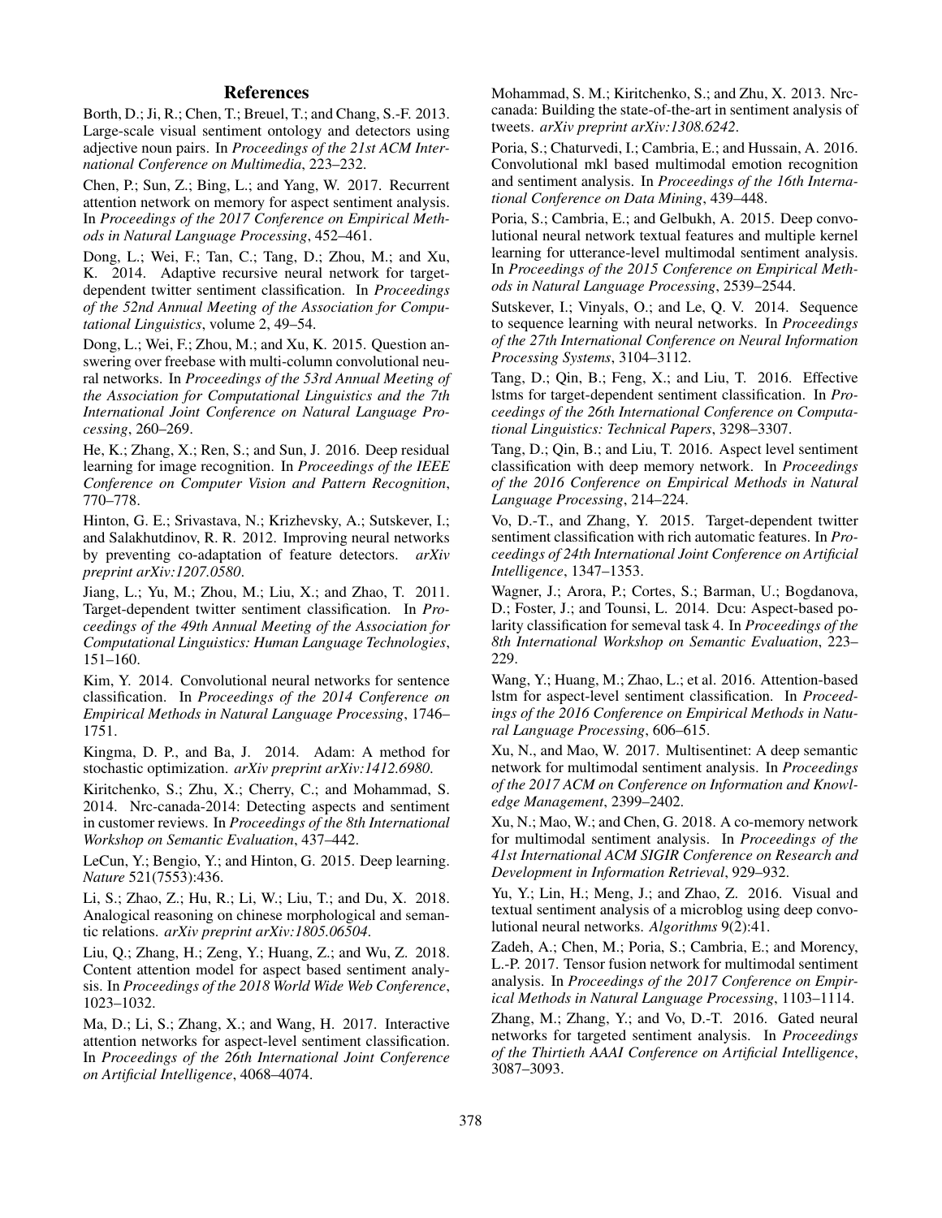## References

Borth, D.; Ji, R.; Chen, T.; Breuel, T.; and Chang, S.-F. 2013. Large-scale visual sentiment ontology and detectors using adjective noun pairs. In *Proceedings of the 21st ACM International Conference on Multimedia*, 223–232.

Chen, P.; Sun, Z.; Bing, L.; and Yang, W. 2017. Recurrent attention network on memory for aspect sentiment analysis. In *Proceedings of the 2017 Conference on Empirical Methods in Natural Language Processing*, 452–461.

Dong, L.; Wei, F.; Tan, C.; Tang, D.; Zhou, M.; and Xu, K. 2014. Adaptive recursive neural network for target-dependent twitter sentiment classification. In *Proceedings of the 52nd Annual Meeting of the Association for Computational Linguistics*, volume 2, 49–54.

Dong, L.; Wei, F.; Zhou, M.; and Xu, K. 2015. Question answering over freebase with multi-column convolutional neural networks. In *Proceedings of the 53rd Annual Meeting of the Association for Computational Linguistics and the 7th International Joint Conference on Natural Language Processing*, 260–269.

He, K.; Zhang, X.; Ren, S.; and Sun, J. 2016. Deep residual learning for image recognition. In *Proceedings of the IEEE Conference on Computer Vision and Pattern Recognition*, 770–778.

Hinton, G. E.; Srivastava, N.; Krizhevsky, A.; Sutskever, I.; and Salakhutdinov, R. R. 2012. Improving neural networks by preventing co-adaptation of feature detectors. *arXiv preprint arXiv:1207.0580*.

Jiang, L.; Yu, M.; Zhou, M.; Liu, X.; and Zhao, T. 2011. Target-dependent twitter sentiment classification. In *Proceedings of the 49th Annual Meeting of the Association for Computational Linguistics: Human Language Technologies*, 151–160.

Kim, Y. 2014. Convolutional neural networks for sentence classification. In *Proceedings of the 2014 Conference on Empirical Methods in Natural Language Processing*, 1746–1751.

Kingma, D. P., and Ba, J. 2014. Adam: A method for stochastic optimization. *arXiv preprint arXiv:1412.6980*.

Kiritchenko, S.; Zhu, X.; Cherry, C.; and Mohammad, S. 2014. Nrc-canada-2014: Detecting aspects and sentiment in customer reviews. In *Proceedings of the 8th International Workshop on Semantic Evaluation*, 437–442.

LeCun, Y.; Bengio, Y.; and Hinton, G. 2015. Deep learning. *Nature* 521(7553):436.

Li, S.; Zhao, Z.; Hu, R.; Li, W.; Liu, T.; and Du, X. 2018. Analogical reasoning on chinese morphological and semantic relations. *arXiv preprint arXiv:1805.06504*.

Liu, Q.; Zhang, H.; Zeng, Y.; Huang, Z.; and Wu, Z. 2018. Content attention model for aspect based sentiment analysis. In *Proceedings of the 2018 World Wide Web Conference*, 1023–1032.

Ma, D.; Li, S.; Zhang, X.; and Wang, H. 2017. Interactive attention networks for aspect-level sentiment classification. In *Proceedings of the 26th International Joint Conference on Artificial Intelligence*, 4068–4074.

Mohammad, S. M.; Kiritchenko, S.; and Zhu, X. 2013. Nrc-canada: Building the state-of-the-art in sentiment analysis of tweets. *arXiv preprint arXiv:1308.6242*.

Poria, S.; Chaturvedi, I.; Cambria, E.; and Hussain, A. 2016. Convolutional mkl based multimodal emotion recognition and sentiment analysis. In *Proceedings of the 16th International Conference on Data Mining*, 439–448.

Poria, S.; Cambria, E.; and Gelbukh, A. 2015. Deep convolutional neural network textual features and multiple kernel learning for utterance-level multimodal sentiment analysis. In *Proceedings of the 2015 Conference on Empirical Methods in Natural Language Processing*, 2539–2544.

Sutskever, I.; Vinyals, O.; and Le, Q. V. 2014. Sequence to sequence learning with neural networks. In *Proceedings of the 27th International Conference on Neural Information Processing Systems*, 3104–3112.

Tang, D.; Qin, B.; Feng, X.; and Liu, T. 2016. Effective lstms for target-dependent sentiment classification. In *Proceedings of the 26th International Conference on Computational Linguistics: Technical Papers*, 3298–3307.

Tang, D.; Qin, B.; and Liu, T. 2016. Aspect level sentiment classification with deep memory network. In *Proceedings of the 2016 Conference on Empirical Methods in Natural Language Processing*, 214–224.

Vo, D.-T., and Zhang, Y. 2015. Target-dependent twitter sentiment classification with rich automatic features. In *Proceedings of 24th International Joint Conference on Artificial Intelligence*, 1347–1353.

Wagner, J.; Arora, P.; Cortes, S.; Barman, U.; Bogdanova, D.; Foster, J.; and Tounsi, L. 2014. Dcu: Aspect-based polarity classification for semeval task 4. In *Proceedings of the 8th International Workshop on Semantic Evaluation*, 223–229.

Wang, Y.; Huang, M.; Zhao, L.; et al. 2016. Attention-based lstm for aspect-level sentiment classification. In *Proceedings of the 2016 Conference on Empirical Methods in Natural Language Processing*, 606–615.

Xu, N., and Mao, W. 2017. Multisentinet: A deep semantic network for multimodal sentiment analysis. In *Proceedings of the 2017 ACM on Conference on Information and Knowledge Management*, 2399–2402.

Xu, N.; Mao, W.; and Chen, G. 2018. A co-memory network for multimodal sentiment analysis. In *Proceedings of the 41st International ACM SIGIR Conference on Research and Development in Information Retrieval*, 929–932.

Yu, Y.; Lin, H.; Meng, J.; and Zhao, Z. 2016. Visual and textual sentiment analysis of a microblog using deep convolutional neural networks. *Algorithms* 9(2):41.

Zadeh, A.; Chen, M.; Poria, S.; Cambria, E.; and Morency, L.-P. 2017. Tensor fusion network for multimodal sentiment analysis. In *Proceedings of the 2017 Conference on Empirical Methods in Natural Language Processing*, 1103–1114.

Zhang, M.; Zhang, Y.; and Vo, D.-T. 2016. Gated neural networks for targeted sentiment analysis. In *Proceedings of the Thirtieth AAAI Conference on Artificial Intelligence*, 3087–3093.